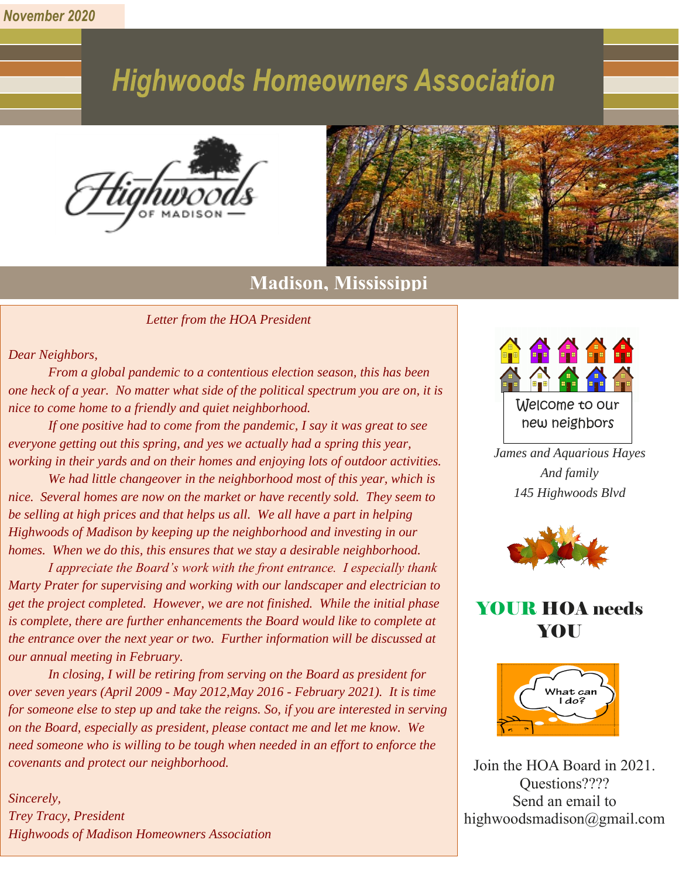*November 2020*

# Highwoods Homeowners Association

## Madison, Mississippi

*Letter from the HOA President*

*Dear Neighbors,*

*From a global pandemic to a contentious election season, this has been one heck of a year. No matter what side of the political spectrum you are on, it is nice to come home to a friendly and quiet neighborhood.*

*If one positive had to come from the pandemic, I say it was great to see everyone getting out this spring, and yes we actually had a spring this year, working in their yards and on their homes and enjoying lots of outdoor activities.*

*We had little changeover in the neighborhood most of this year, which is nice. Several homes are now on the market or have recently sold. They seem to be selling at high prices and that helps us all. We all have a part in helping Highwoods of Madison by keeping up the neighborhood and investing in our homes. When we do this, this ensures that we stay a desirable neighborhood.*

*I appreciate the Board's work with the front entrance. I especially thank Marty Prater for supervising and working with our landscaper and electrician to get the project completed. However, we are not finished. While the initial phase is complete, there are further enhancements the Board would like to complete at the entrance over the next year or two. Further information will be discussed at our annual meeting in February.*

*In closing, I will be retiring from serving on the Board as president for over seven years (April 2009 - May 2012,May 2016 - February 2021). It is time for someone else to step up and take the reigns. So, if you are interested in serving on the Board, especially as president, please contact me and let me know. We need someone who is willing to be tough when needed in an effort to enforce the covenants and protect our neighborhood.*

*Sincerely,*
*Trey Tracy, President*
*Highwoods of Madison Homeowners Association*

Welcome to our new neighbors

*James and Aquarious Hayes*
*And family*
*145 Highwoods Blvd*

## YOUR HOA needs YOU

Join the HOA Board in 2021.
Questions????
Send an email to
highwoodsmadison@gmail.com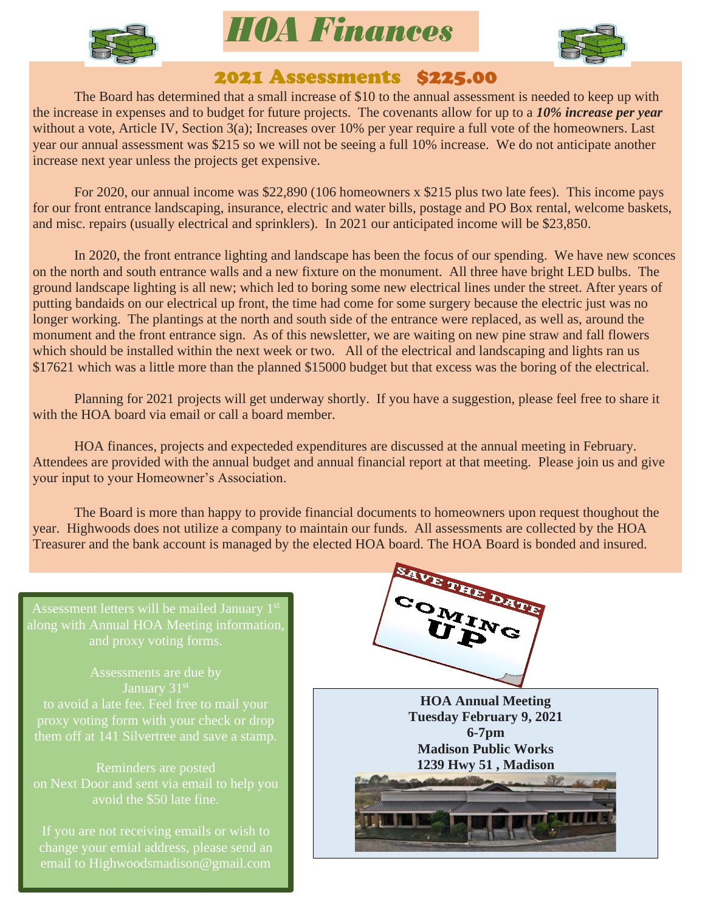# HOA Finances

## 2021 Assessments $225.00

The Board has determined that a small increase of $10 to the annual assessment is needed to keep up with the increase in expenses and to budget for future projects. The covenants allow for up to a ***10% increase per year*** without a vote, Article IV, Section 3(a); Increases over 10% per year require a full vote of the homeowners. Last year our annual assessment was $215 so we will not be seeing a full 10% increase. We do not anticipate another increase next year unless the projects get expensive.

For 2020, our annual income was $22,890 (106 homeowners x $215 plus two late fees). This income pays for our front entrance landscaping, insurance, electric and water bills, postage and PO Box rental, welcome baskets, and misc. repairs (usually electrical and sprinklers). In 2021 our anticipated income will be $23,850.

In 2020, the front entrance lighting and landscape has been the focus of our spending. We have new sconces on the north and south entrance walls and a new fixture on the monument. All three have bright LED bulbs. The ground landscape lighting is all new; which led to boring some new electrical lines under the street. After years of putting bandaids on our electrical up front, the time had come for some surgery because the electric just was no longer working. The plantings at the north and south side of the entrance were replaced, as well as, around the monument and the front entrance sign. As of this newsletter, we are waiting on new pine straw and fall flowers which should be installed within the next week or two. All of the electrical and landscaping and lights ran us $17621 which was a little more than the planned $15000 budget but that excess was the boring of the electrical.

Planning for 2021 projects will get underway shortly. If you have a suggestion, please feel free to share it with the HOA board via email or call a board member.

HOA finances, projects and expecteded expenditures are discussed at the annual meeting in February. Attendees are provided with the annual budget and annual financial report at that meeting. Please join us and give your input to your Homeowner's Association.

The Board is more than happy to provide financial documents to homeowners upon request thoughout the year. Highwoods does not utilize a company to maintain our funds. All assessments are collected by the HOA Treasurer and the bank account is managed by the elected HOA board. The HOA Board is bonded and insured.

Assessment letters will be mailed January 1st along with Annual HOA Meeting information, and proxy voting forms.

Assessments are due by January 31st to avoid a late fee. Feel free to mail your proxy voting form with your check or drop them off at 141 Silvertree and save a stamp.

Reminders are posted on Next Door and sent via email to help you avoid the $50 late fine.

If you are not receiving emails or wish to change your emial address, please send an email to Highwoodsmadison@gmail.com

SAVE THE DATE

COMING UP

**HOA Annual Meeting**
**Tuesday February 9, 2021**
**6-7pm**
**Madison Public Works**
**1239 Hwy 51 , Madison**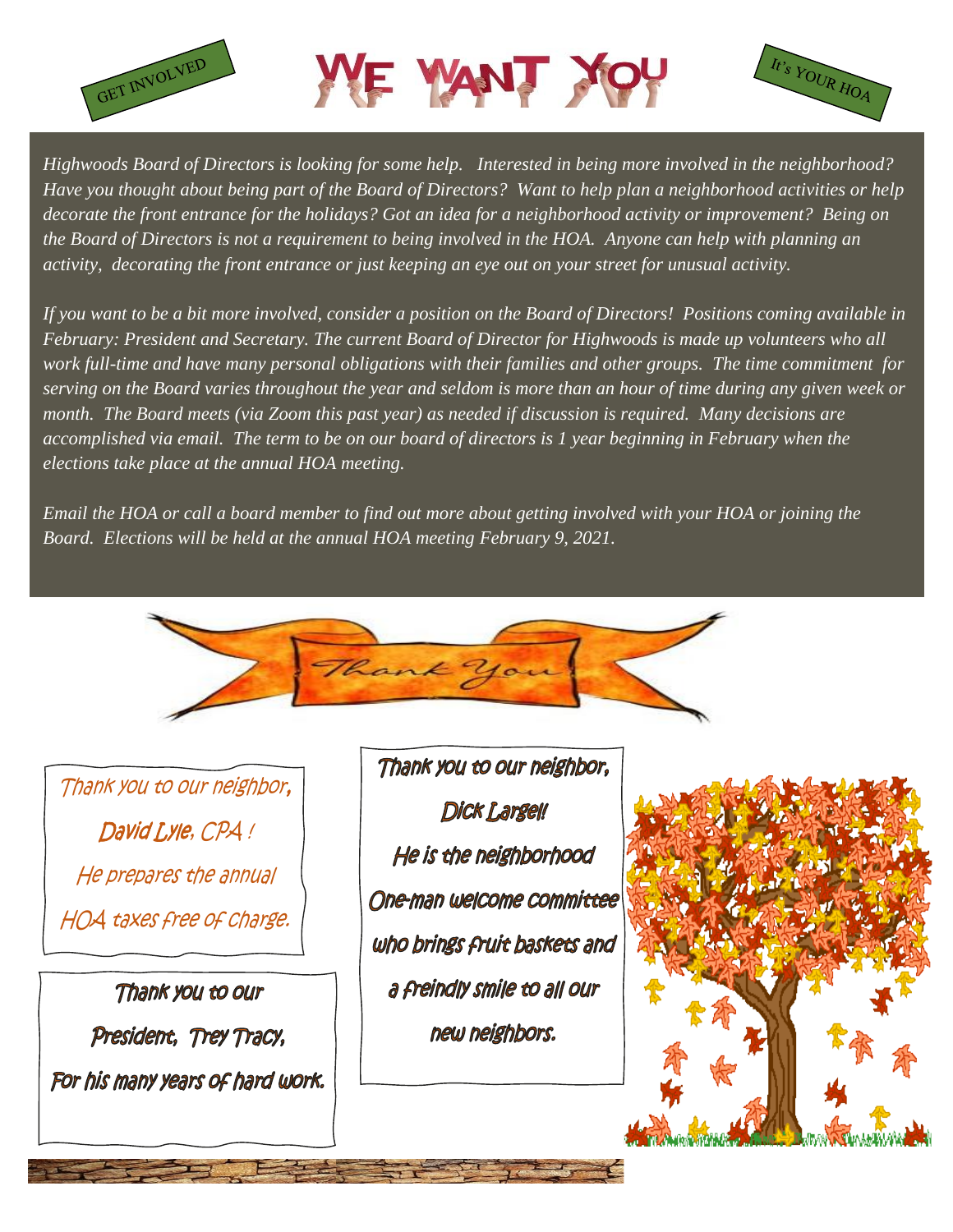GET INVOLVED

# WE WANT YOU

It's YOUR HOA

*Highwoods Board of Directors is looking for some help. Interested in being more involved in the neighborhood? Have you thought about being part of the Board of Directors? Want to help plan a neighborhood activities or help decorate the front entrance for the holidays? Got an idea for a neighborhood activity or improvement? Being on the Board of Directors is not a requirement to being involved in the HOA. Anyone can help with planning an activity, decorating the front entrance or just keeping an eye out on your street for unusual activity.*

*If you want to be a bit more involved, consider a position on the Board of Directors! Positions coming available in February: President and Secretary. The current Board of Director for Highwoods is made up volunteers who all work full-time and have many personal obligations with their families and other groups. The time commitment for serving on the Board varies throughout the year and seldom is more than an hour of time during any given week or month. The Board meets (via Zoom this past year) as needed if discussion is required. Many decisions are accomplished via email. The term to be on our board of directors is 1 year beginning in February when the elections take place at the annual HOA meeting.*

*Email the HOA or call a board member to find out more about getting involved with your HOA or joining the Board. Elections will be held at the annual HOA meeting February 9, 2021.*

## Thank You

Thank you to our neighbor,
David Lyle, CPA !
He prepares the annual
HOA taxes free of charge.

Thank you to our
President, Trey Tracy,
For his many years of hard work.

Thank you to our neighbor,
Dick Largel!
He is the neighborhood
One-man welcome committee
who brings fruit baskets and
a friendly smile to all our
new neighbors.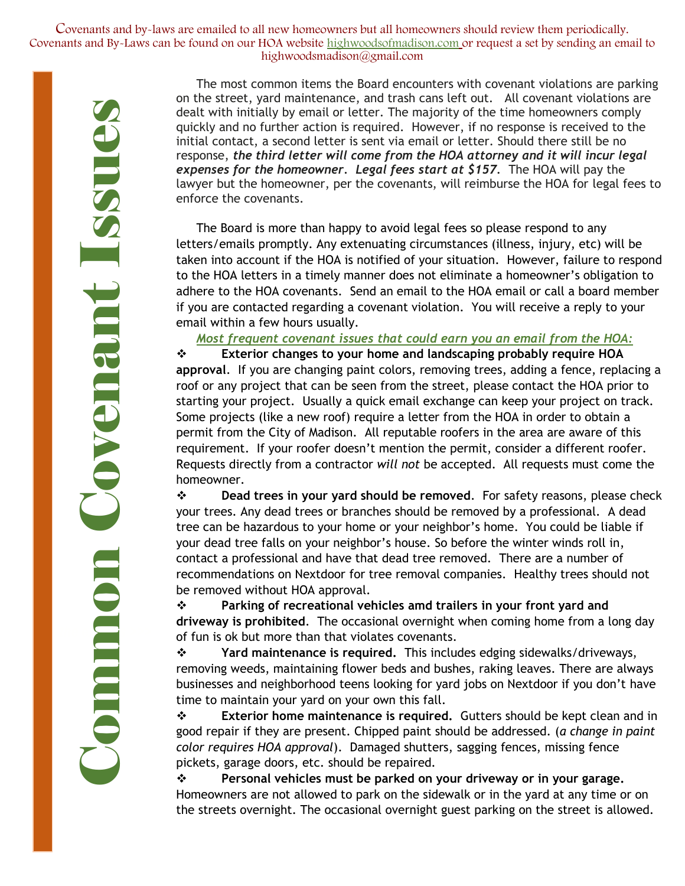Covenants and by-laws are emailed to all new homeowners but all homeowners should review them periodically. Covenants and By-Laws can be found on our HOA website highwoodsofmadison.com or request a set by sending an email to highwoodsmadison@gmail.com

# Common Covenant Issues

The most common items the Board encounters with covenant violations are parking on the street, yard maintenance, and trash cans left out. All covenant violations are dealt with initially by email or letter. The majority of the time homeowners comply quickly and no further action is required. However, if no response is received to the initial contact, a second letter is sent via email or letter. Should there still be no response, ***the third letter will come from the HOA attorney and it will incur legal expenses for the homeowner***. ***Legal fees start at $157***. The HOA will pay the lawyer but the homeowner, per the covenants, will reimburse the HOA for legal fees to enforce the covenants.

The Board is more than happy to avoid legal fees so please respond to any letters/emails promptly. Any extenuating circumstances (illness, injury, etc) will be taken into account if the HOA is notified of your situation. However, failure to respond to the HOA letters in a timely manner does not eliminate a homeowner's obligation to adhere to the HOA covenants. Send an email to the HOA email or call a board member if you are contacted regarding a covenant violation. You will receive a reply to your email within a few hours usually.

*Most frequent covenant issues that could earn you an email from the HOA:*

- **Exterior changes to your home and landscaping probably require HOA approval**. If you are changing paint colors, removing trees, adding a fence, replacing a roof or any project that can be seen from the street, please contact the HOA prior to starting your project. Usually a quick email exchange can keep your project on track. Some projects (like a new roof) require a letter from the HOA in order to obtain a permit from the City of Madison. All reputable roofers in the area are aware of this requirement. If your roofer doesn't mention the permit, consider a different roofer. Requests directly from a contractor *will not* be accepted. All requests must come the homeowner.
- **Dead trees in your yard should be removed**. For safety reasons, please check your trees. Any dead trees or branches should be removed by a professional. A dead tree can be hazardous to your home or your neighbor's home. You could be liable if your dead tree falls on your neighbor's house. So before the winter winds roll in, contact a professional and have that dead tree removed. There are a number of recommendations on Nextdoor for tree removal companies. Healthy trees should not be removed without HOA approval.
- **Parking of recreational vehicles amd trailers in your front yard and driveway is prohibited**. The occasional overnight when coming home from a long day of fun is ok but more than that violates covenants.
- **Yard maintenance is required.** This includes edging sidewalks/driveways, removing weeds, maintaining flower beds and bushes, raking leaves. There are always businesses and neighborhood teens looking for yard jobs on Nextdoor if you don't have time to maintain your yard on your own this fall.
- **Exterior home maintenance is required.** Gutters should be kept clean and in good repair if they are present. Chipped paint should be addressed. (*a change in paint color requires HOA approval*). Damaged shutters, sagging fences, missing fence pickets, garage doors, etc. should be repaired.
- **Personal vehicles must be parked on your driveway or in your garage.** Homeowners are not allowed to park on the sidewalk or in the yard at any time or on the streets overnight. The occasional overnight guest parking on the street is allowed.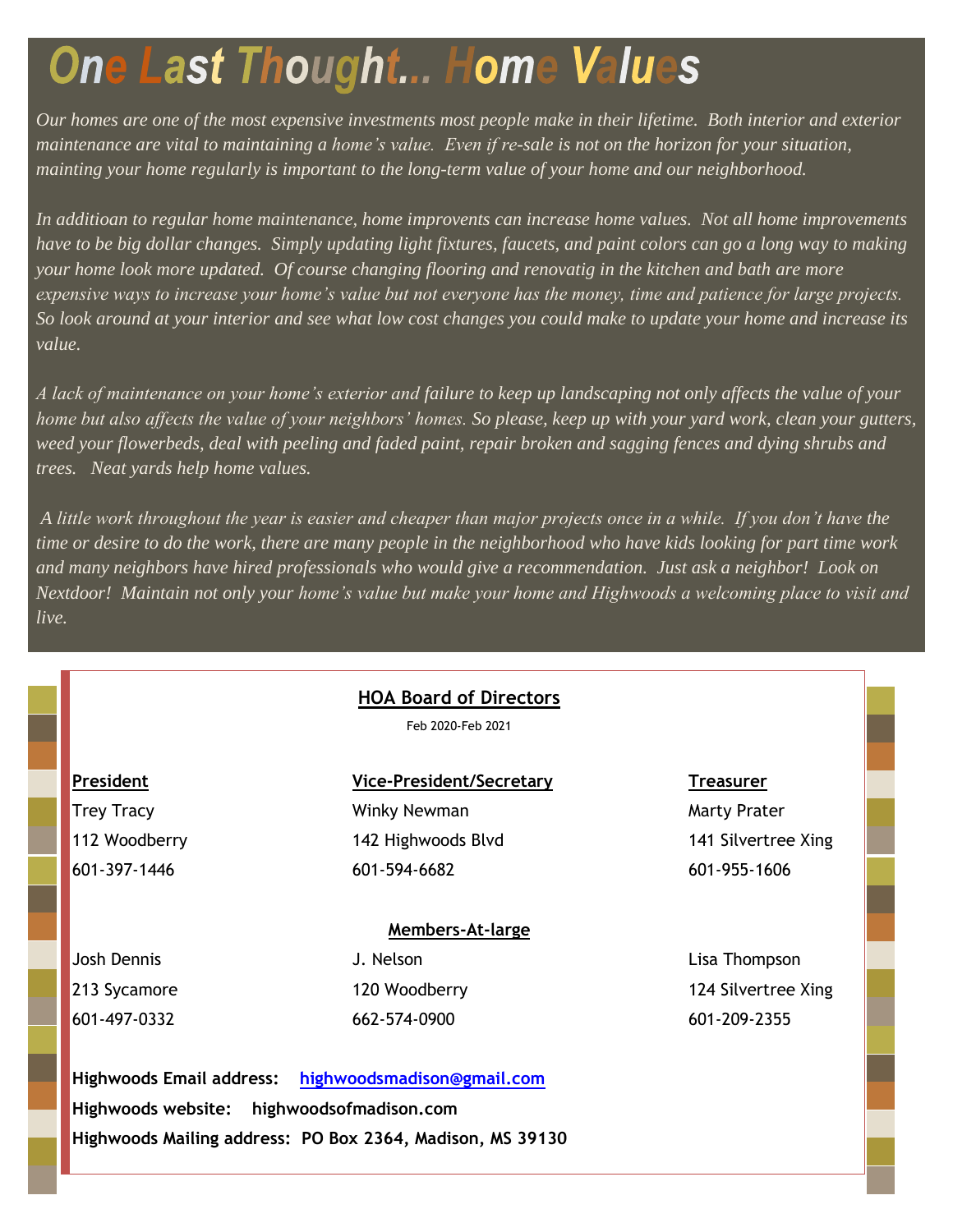# One Last Thought... Home Values

*Our homes are one of the most expensive investments most people make in their lifetime. Both interior and exterior maintenance are vital to maintaining a home's value. Even if re-sale is not on the horizon for your situation, mainting your home regularly is important to the long-term value of your home and our neighborhood.*

*In additioan to regular home maintenance, home improvents can increase home values. Not all home improvements have to be big dollar changes. Simply updating light fixtures, faucets, and paint colors can go a long way to making your home look more updated. Of course changing flooring and renovatig in the kitchen and bath are more expensive ways to increase your home's value but not everyone has the money, time and patience for large projects. So look around at your interior and see what low cost changes you could make to update your home and increase its value.*

*A lack of maintenance on your home's exterior and failure to keep up landscaping not only affects the value of your home but also affects the value of your neighbors' homes. So please, keep up with your yard work, clean your gutters, weed your flowerbeds, deal with peeling and faded paint, repair broken and sagging fences and dying shrubs and trees. Neat yards help home values.*

*A little work throughout the year is easier and cheaper than major projects once in a while. If you don't have the time or desire to do the work, there are many people in the neighborhood who have kids looking for part time work and many neighbors have hired professionals who would give a recommendation. Just ask a neighbor! Look on Nextdoor! Maintain not only your home's value but make your home and Highwoods a welcoming place to visit and live.*

## HOA Board of Directors

Feb 2020-Feb 2021

| President | Vice-President/Secretary | Treasurer |
|---|---|---|
| Trey Tracy | Winky Newman | Marty Prater |
| 112 Woodberry | 142 Highwoods Blvd | 141 Silvertree Xing |
| 601-397-1446 | 601-594-6682 | 601-955-1606 |

**Members-At-large**

| | | |
|---|---|---|
| Josh Dennis | J. Nelson | Lisa Thompson |
| 213 Sycamore | 120 Woodberry | 124 Silvertree Xing |
| 601-497-0332 | 662-574-0900 | 601-209-2355 |

**Highwoods Email address:** highwoodsmadison@gmail.com

**Highwoods website:** highwoodsofmadison.com

**Highwoods Mailing address: PO Box 2364, Madison, MS 39130**